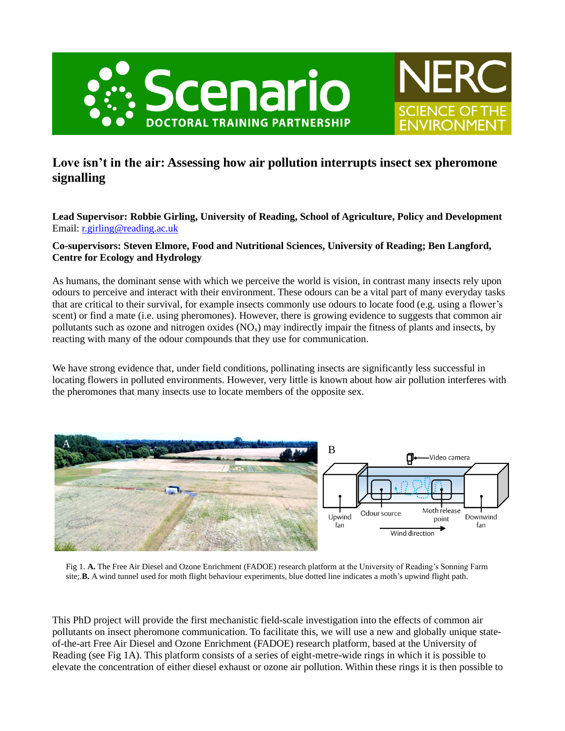# Love isn't in the air: Assessing how air pollution interrupts insect sex pheromone signalling

**Lead Supervisor: Robbie Girling, University of Reading, School of Agriculture, Policy and Development**
Email: r.girling@reading.ac.uk

**Co-supervisors: Steven Elmore, Food and Nutritional Sciences, University of Reading; Ben Langford, Centre for Ecology and Hydrology**

As humans, the dominant sense with which we perceive the world is vision, in contrast many insects rely upon odours to perceive and interact with their environment. These odours can be a vital part of many everyday tasks that are critical to their survival, for example insects commonly use odours to locate food (e.g. using a flower's scent) or find a mate (i.e. using pheromones). However, there is growing evidence to suggests that common air pollutants such as ozone and nitrogen oxides ($NO_x$) may indirectly impair the fitness of plants and insects, by reacting with many of the odour compounds that they use for communication.

We have strong evidence that, under field conditions, pollinating insects are significantly less successful in locating flowers in polluted environments. However, very little is known about how air pollution interferes with the pheromones that many insects use to locate members of the opposite sex.

Fig 1. **A.** The Free Air Diesel and Ozone Enrichment (FADOE) research platform at the University of Reading's Sonning Farm site;.**B.** A wind tunnel used for moth flight behaviour experiments, blue dotted line indicates a moth's upwind flight path.

This PhD project will provide the first mechanistic field-scale investigation into the effects of common air pollutants on insect pheromone communication. To facilitate this, we will use a new and globally unique state-of-the-art Free Air Diesel and Ozone Enrichment (FADOE) research platform, based at the University of Reading (see Fig 1A). This platform consists of a series of eight-metre-wide rings in which it is possible to elevate the concentration of either diesel exhaust or ozone air pollution. Within these rings it is then possible to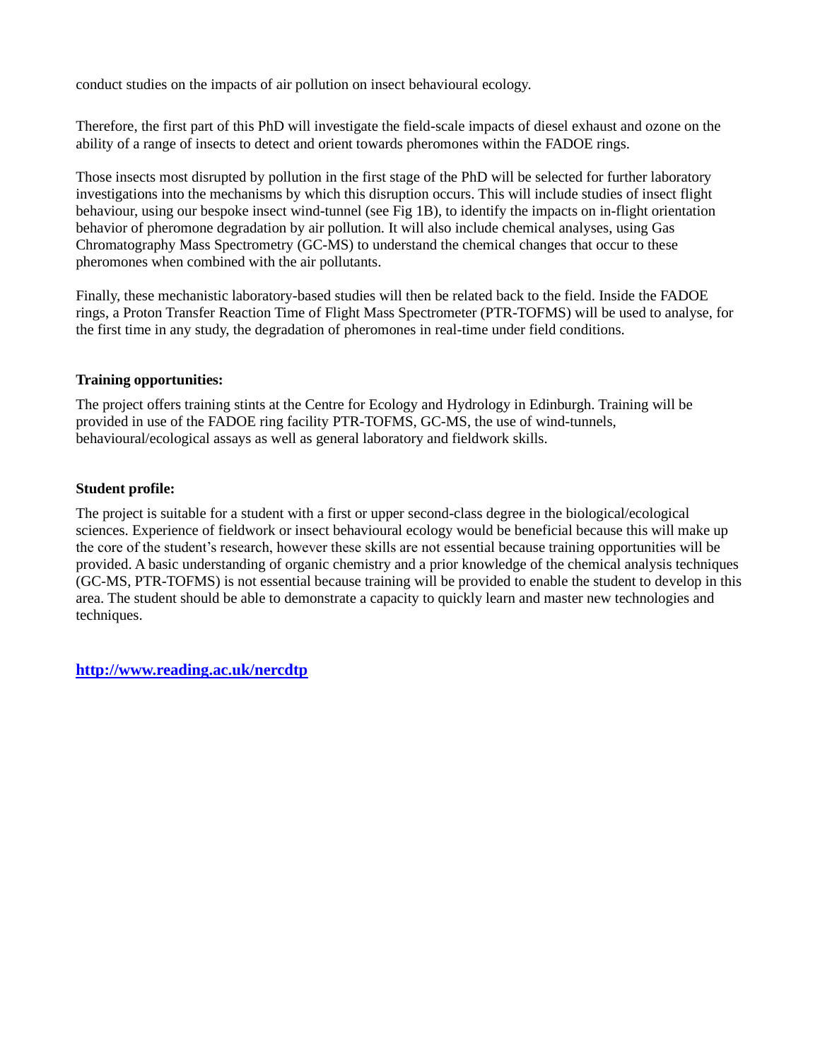conduct studies on the impacts of air pollution on insect behavioural ecology.

Therefore, the first part of this PhD will investigate the field-scale impacts of diesel exhaust and ozone on the ability of a range of insects to detect and orient towards pheromones within the FADOE rings.

Those insects most disrupted by pollution in the first stage of the PhD will be selected for further laboratory investigations into the mechanisms by which this disruption occurs. This will include studies of insect flight behaviour, using our bespoke insect wind-tunnel (see Fig 1B), to identify the impacts on in-flight orientation behavior of pheromone degradation by air pollution. It will also include chemical analyses, using Gas Chromatography Mass Spectrometry (GC-MS) to understand the chemical changes that occur to these pheromones when combined with the air pollutants.

Finally, these mechanistic laboratory-based studies will then be related back to the field. Inside the FADOE rings, a Proton Transfer Reaction Time of Flight Mass Spectrometer (PTR-TOFMS) will be used to analyse, for the first time in any study, the degradation of pheromones in real-time under field conditions.

**Training opportunities:**

The project offers training stints at the Centre for Ecology and Hydrology in Edinburgh. Training will be provided in use of the FADOE ring facility PTR-TOFMS, GC-MS, the use of wind-tunnels, behavioural/ecological assays as well as general laboratory and fieldwork skills.

**Student profile:**

The project is suitable for a student with a first or upper second-class degree in the biological/ecological sciences. Experience of fieldwork or insect behavioural ecology would be beneficial because this will make up the core of the student's research, however these skills are not essential because training opportunities will be provided. A basic understanding of organic chemistry and a prior knowledge of the chemical analysis techniques (GC-MS, PTR-TOFMS) is not essential because training will be provided to enable the student to develop in this area. The student should be able to demonstrate a capacity to quickly learn and master new technologies and techniques.

**http://www.reading.ac.uk/nercdtp**